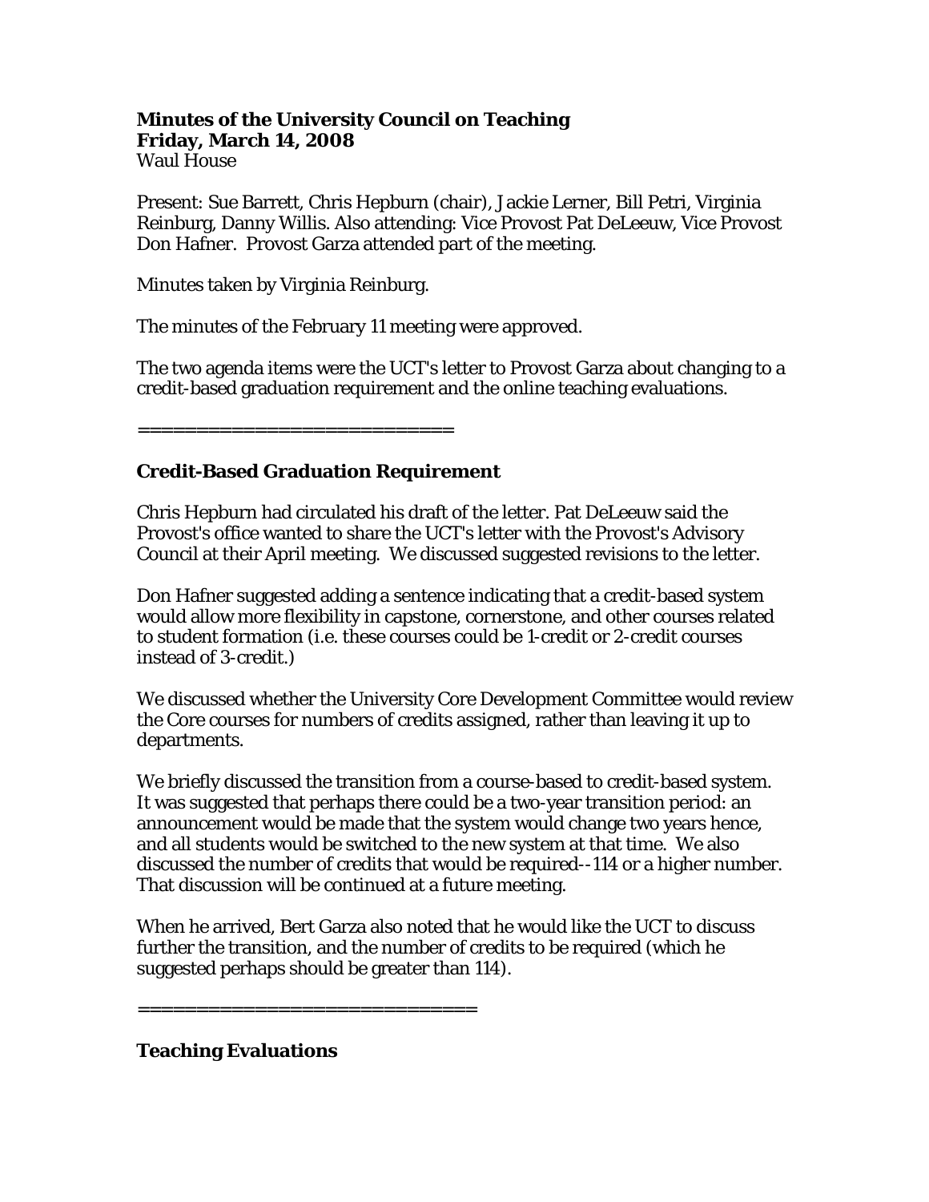**Minutes of the University Council on Teaching**
**Friday, March 14, 2008**
Waul House

Present: Sue Barrett, Chris Hepburn (chair), Jackie Lerner, Bill Petri, Virginia Reinburg, Danny Willis. Also attending: Vice Provost Pat DeLeeuw, Vice Provost Don Hafner. Provost Garza attended part of the meeting.

Minutes taken by Virginia Reinburg.

The minutes of the February 11 meeting were approved.

The two agenda items were the UCT's letter to Provost Garza about changing to a credit-based graduation requirement and the online teaching evaluations.

============================

## Credit-Based Graduation Requirement

Chris Hepburn had circulated his draft of the letter. Pat DeLeeuw said the Provost's office wanted to share the UCT's letter with the Provost's Advisory Council at their April meeting. We discussed suggested revisions to the letter.

Don Hafner suggested adding a sentence indicating that a credit-based system would allow more flexibility in capstone, cornerstone, and other courses related to student formation (i.e. these courses could be 1-credit or 2-credit courses instead of 3-credit.)

We discussed whether the University Core Development Committee would review the Core courses for numbers of credits assigned, rather than leaving it up to departments.

We briefly discussed the transition from a course-based to credit-based system. It was suggested that perhaps there could be a two-year transition period: an announcement would be made that the system would change two years hence, and all students would be switched to the new system at that time. We also discussed the number of credits that would be required--114 or a higher number. That discussion will be continued at a future meeting.

When he arrived, Bert Garza also noted that he would like the UCT to discuss further the transition, and the number of credits to be required (which he suggested perhaps should be greater than 114).

==============================

## Teaching Evaluations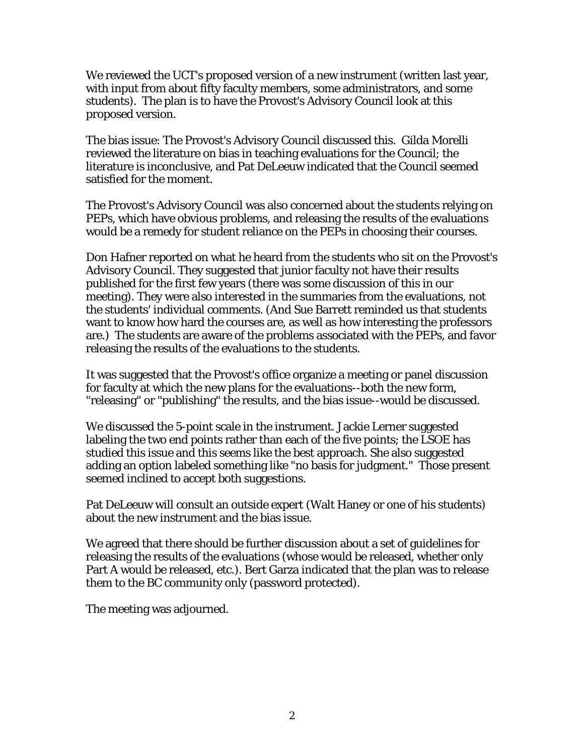We reviewed the UCT's proposed version of a new instrument (written last year, with input from about fifty faculty members, some administrators, and some students). The plan is to have the Provost's Advisory Council look at this proposed version.

The bias issue: The Provost's Advisory Council discussed this. Gilda Morelli reviewed the literature on bias in teaching evaluations for the Council; the literature is inconclusive, and Pat DeLeeuw indicated that the Council seemed satisfied for the moment.

The Provost's Advisory Council was also concerned about the students relying on PEPs, which have obvious problems, and releasing the results of the evaluations would be a remedy for student reliance on the PEPs in choosing their courses.

Don Hafner reported on what he heard from the students who sit on the Provost's Advisory Council. They suggested that junior faculty not have their results published for the first few years (there was some discussion of this in our meeting). They were also interested in the summaries from the evaluations, not the students' individual comments. (And Sue Barrett reminded us that students want to know how hard the courses are, as well as how interesting the professors are.) The students are aware of the problems associated with the PEPs, and favor releasing the results of the evaluations to the students.

It was suggested that the Provost's office organize a meeting or panel discussion for faculty at which the new plans for the evaluations--both the new form, "releasing" or "publishing" the results, and the bias issue--would be discussed.

We discussed the 5-point scale in the instrument. Jackie Lerner suggested labeling the two end points rather than each of the five points; the LSOE has studied this issue and this seems like the best approach. She also suggested adding an option labeled something like "no basis for judgment." Those present seemed inclined to accept both suggestions.

Pat DeLeeuw will consult an outside expert (Walt Haney or one of his students) about the new instrument and the bias issue.

We agreed that there should be further discussion about a set of guidelines for releasing the results of the evaluations (whose would be released, whether only Part A would be released, etc.). Bert Garza indicated that the plan was to release them to the BC community only (password protected).

The meeting was adjourned.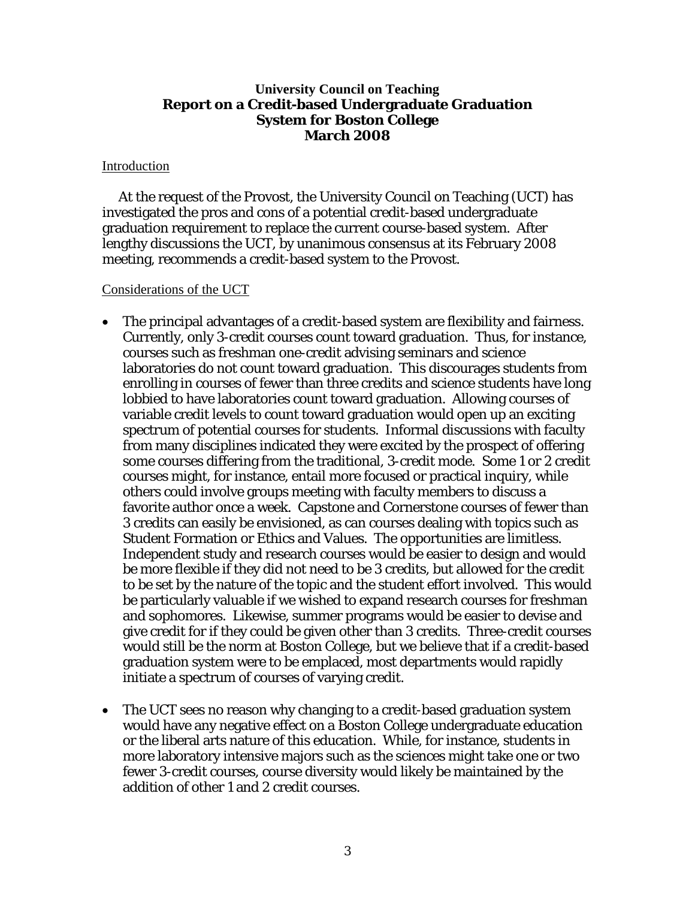**University Council on Teaching**

# Report on a Credit-based Undergraduate Graduation System for Boston College

**March 2008**

## Introduction

At the request of the Provost, the University Council on Teaching (UCT) has investigated the pros and cons of a potential credit-based undergraduate graduation requirement to replace the current course-based system. After lengthy discussions the UCT, by unanimous consensus at its February 2008 meeting, recommends a credit-based system to the Provost.

## Considerations of the UCT

- The principal advantages of a credit-based system are flexibility and fairness. Currently, only 3-credit courses count toward graduation. Thus, for instance, courses such as freshman one-credit advising seminars and science laboratories do not count toward graduation. This discourages students from enrolling in courses of fewer than three credits and science students have long lobbied to have laboratories count toward graduation. Allowing courses of variable credit levels to count toward graduation would open up an exciting spectrum of potential courses for students. Informal discussions with faculty from many disciplines indicated they were excited by the prospect of offering some courses differing from the traditional, 3-credit mode. Some 1 or 2 credit courses might, for instance, entail more focused or practical inquiry, while others could involve groups meeting with faculty members to discuss a favorite author once a week. Capstone and Cornerstone courses of fewer than 3 credits can easily be envisioned, as can courses dealing with topics such as Student Formation or Ethics and Values. The opportunities are limitless. Independent study and research courses would be easier to design and would be more flexible if they did not need to be 3 credits, but allowed for the credit to be set by the nature of the topic and the student effort involved. This would be particularly valuable if we wished to expand research courses for freshman and sophomores. Likewise, summer programs would be easier to devise and give credit for if they could be given other than 3 credits. Three-credit courses would still be the norm at Boston College, but we believe that if a credit-based graduation system were to be emplaced, most departments would rapidly initiate a spectrum of courses of varying credit.

- The UCT sees no reason why changing to a credit-based graduation system would have any negative effect on a Boston College undergraduate education or the liberal arts nature of this education. While, for instance, students in more laboratory intensive majors such as the sciences might take one or two fewer 3-credit courses, course diversity would likely be maintained by the addition of other 1 and 2 credit courses.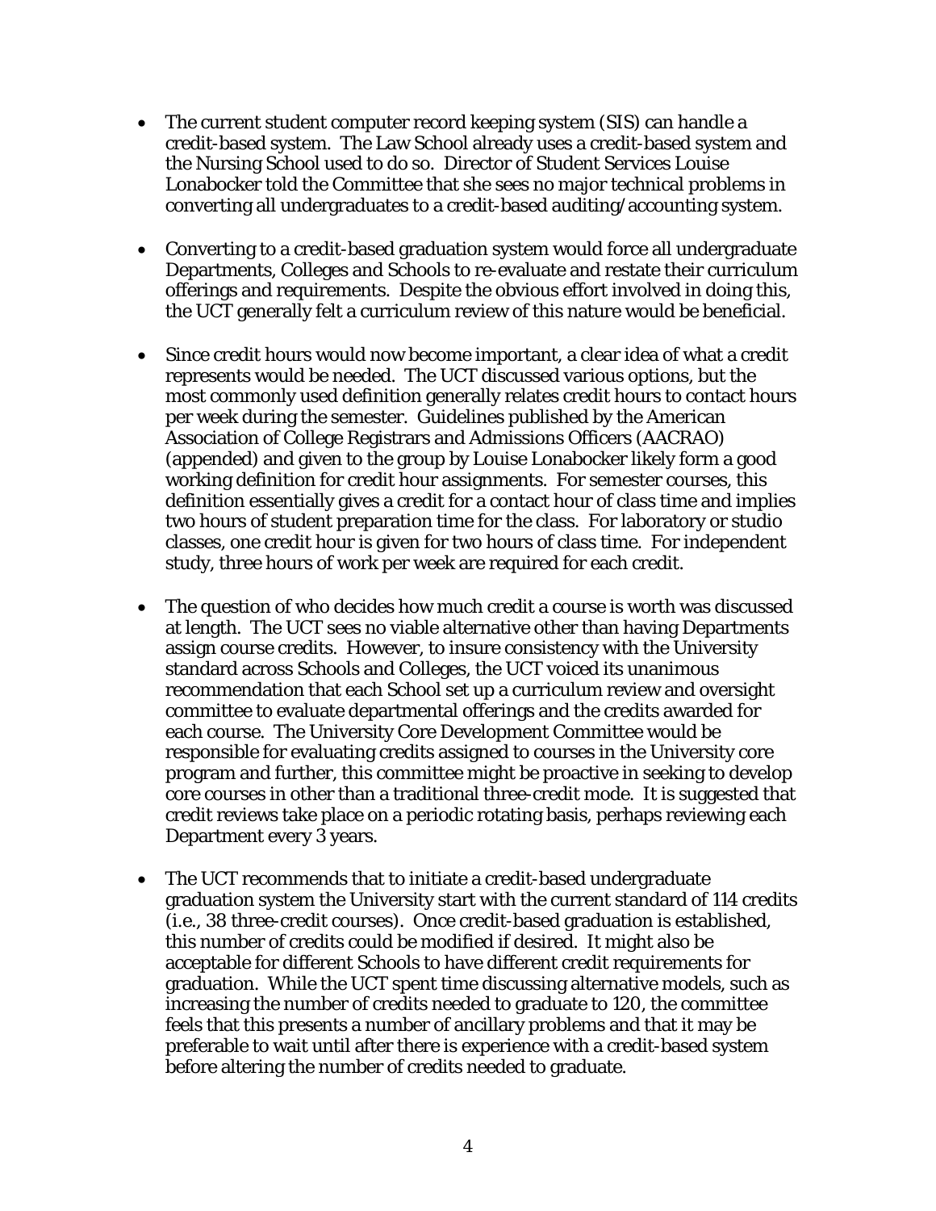- The current student computer record keeping system (SIS) can handle a credit-based system. The Law School already uses a credit-based system and the Nursing School used to do so. Director of Student Services Louise Lonabocker told the Committee that she sees no major technical problems in converting all undergraduates to a credit-based auditing/accounting system.

- Converting to a credit-based graduation system would force all undergraduate Departments, Colleges and Schools to re-evaluate and restate their curriculum offerings and requirements. Despite the obvious effort involved in doing this, the UCT generally felt a curriculum review of this nature would be beneficial.

- Since credit hours would now become important, a clear idea of what a credit represents would be needed. The UCT discussed various options, but the most commonly used definition generally relates credit hours to contact hours per week during the semester. Guidelines published by the American Association of College Registrars and Admissions Officers (AACRAO) (appended) and given to the group by Louise Lonabocker likely form a good working definition for credit hour assignments. For semester courses, this definition essentially gives a credit for a contact hour of class time and implies two hours of student preparation time for the class. For laboratory or studio classes, one credit hour is given for two hours of class time. For independent study, three hours of work per week are required for each credit.

- The question of who decides how much credit a course is worth was discussed at length. The UCT sees no viable alternative other than having Departments assign course credits. However, to insure consistency with the University standard across Schools and Colleges, the UCT voiced its unanimous recommendation that each School set up a curriculum review and oversight committee to evaluate departmental offerings and the credits awarded for each course. The University Core Development Committee would be responsible for evaluating credits assigned to courses in the University core program and further, this committee might be proactive in seeking to develop core courses in other than a traditional three-credit mode. It is suggested that credit reviews take place on a periodic rotating basis, perhaps reviewing each Department every 3 years.

- The UCT recommends that to initiate a credit-based undergraduate graduation system the University start with the current standard of 114 credits (i.e., 38 three-credit courses). Once credit-based graduation is established, this number of credits could be modified if desired. It might also be acceptable for different Schools to have different credit requirements for graduation. While the UCT spent time discussing alternative models, such as increasing the number of credits needed to graduate to 120, the committee feels that this presents a number of ancillary problems and that it may be preferable to wait until after there is experience with a credit-based system before altering the number of credits needed to graduate.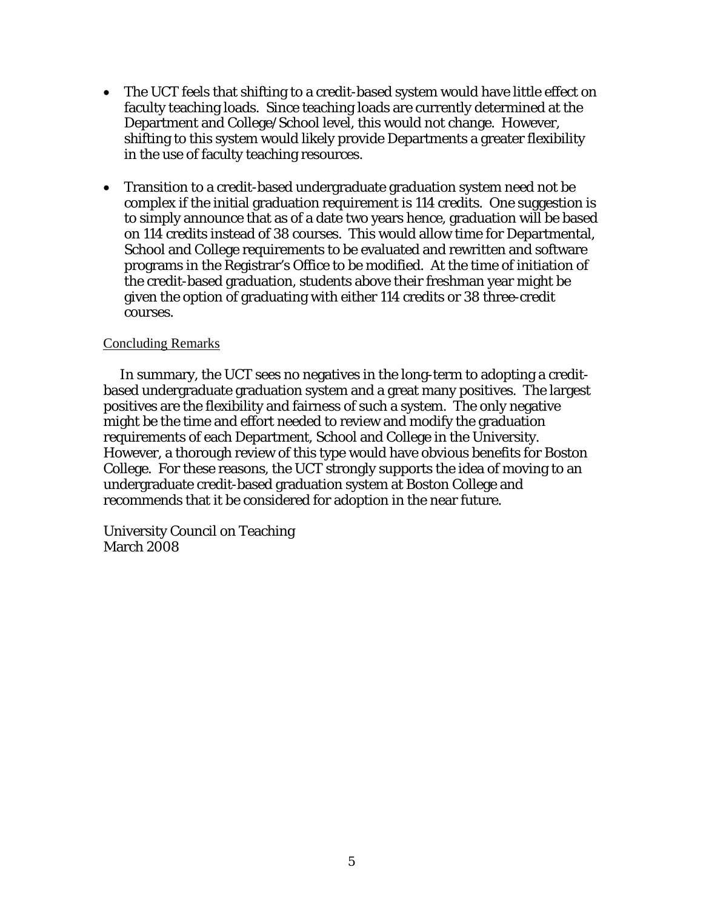- The UCT feels that shifting to a credit-based system would have little effect on faculty teaching loads. Since teaching loads are currently determined at the Department and College/School level, this would not change. However, shifting to this system would likely provide Departments a greater flexibility in the use of faculty teaching resources.

- Transition to a credit-based undergraduate graduation system need not be complex if the initial graduation requirement is 114 credits. One suggestion is to simply announce that as of a date two years hence, graduation will be based on 114 credits instead of 38 courses. This would allow time for Departmental, School and College requirements to be evaluated and rewritten and software programs in the Registrar's Office to be modified. At the time of initiation of the credit-based graduation, students above their freshman year might be given the option of graduating with either 114 credits or 38 three-credit courses.

## Concluding Remarks

In summary, the UCT sees no negatives in the long-term to adopting a credit-based undergraduate graduation system and a great many positives. The largest positives are the flexibility and fairness of such a system. The only negative might be the time and effort needed to review and modify the graduation requirements of each Department, School and College in the University. However, a thorough review of this type would have obvious benefits for Boston College. For these reasons, the UCT strongly supports the idea of moving to an undergraduate credit-based graduation system at Boston College and recommends that it be considered for adoption in the near future.

University Council on Teaching
March 2008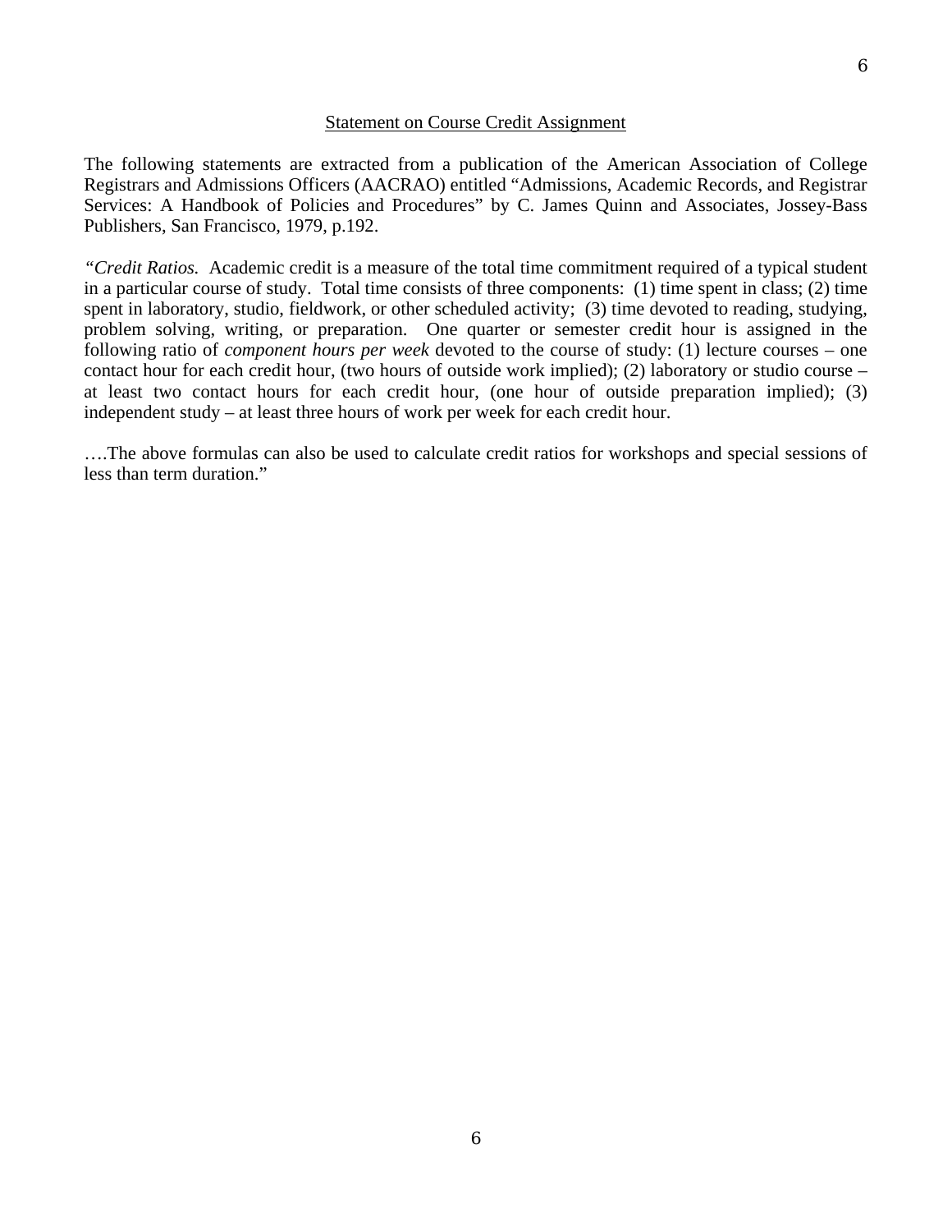## Statement on Course Credit Assignment

The following statements are extracted from a publication of the American Association of College Registrars and Admissions Officers (AACRAO) entitled "Admissions, Academic Records, and Registrar Services: A Handbook of Policies and Procedures" by C. James Quinn and Associates, Jossey-Bass Publishers, San Francisco, 1979, p.192.

*"Credit Ratios.* Academic credit is a measure of the total time commitment required of a typical student in a particular course of study. Total time consists of three components: (1) time spent in class; (2) time spent in laboratory, studio, fieldwork, or other scheduled activity; (3) time devoted to reading, studying, problem solving, writing, or preparation. One quarter or semester credit hour is assigned in the following ratio of *component hours per week* devoted to the course of study: (1) lecture courses – one contact hour for each credit hour, (two hours of outside work implied); (2) laboratory or studio course – at least two contact hours for each credit hour, (one hour of outside preparation implied); (3) independent study – at least three hours of work per week for each credit hour.

….The above formulas can also be used to calculate credit ratios for workshops and special sessions of less than term duration."